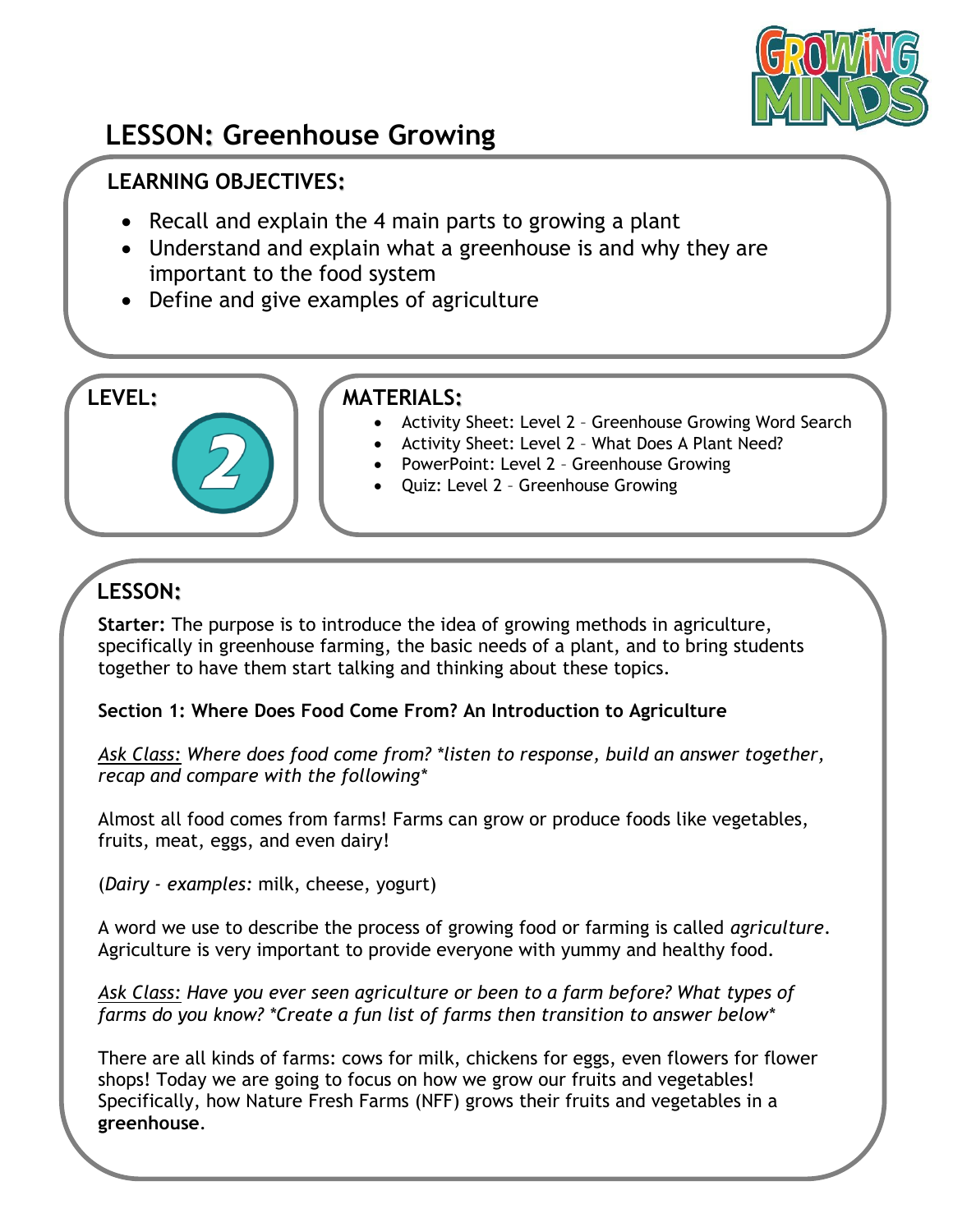# LESSON: Greenhouse Growing

## LEARNING OBJECTIVES:

- Recall and explain the 4 main parts to growing a plant
- Understand and explain what a greenhouse is and why they are important to the food system
- Define and give examples of agriculture

## LEVEL:

2

## MATERIALS:

- Activity Sheet: Level 2 – Greenhouse Growing Word Search
- Activity Sheet: Level 2 – What Does A Plant Need?
- PowerPoint: Level 2 – Greenhouse Growing
- Quiz: Level 2 – Greenhouse Growing

## LESSON:

**Starter:** The purpose is to introduce the idea of growing methods in agriculture, specifically in greenhouse farming, the basic needs of a plant, and to bring students together to have them start talking and thinking about these topics.

**Section 1: Where Does Food Come From? An Introduction to Agriculture**

*Ask Class: Where does food come from? *listen to response, build an answer together, recap and compare with the following**

Almost all food comes from farms! Farms can grow or produce foods like vegetables, fruits, meat, eggs, and even dairy!

(*Dairy - examples:* milk, cheese, yogurt)

A word we use to describe the process of growing food or farming is called *agriculture*. Agriculture is very important to provide everyone with yummy and healthy food.

*Ask Class: Have you ever seen agriculture or been to a farm before? What types of farms do you know? *Create a fun list of farms then transition to answer below**

There are all kinds of farms: cows for milk, chickens for eggs, even flowers for flower shops! Today we are going to focus on how we grow our fruits and vegetables! Specifically, how Nature Fresh Farms (NFF) grows their fruits and vegetables in a **greenhouse**.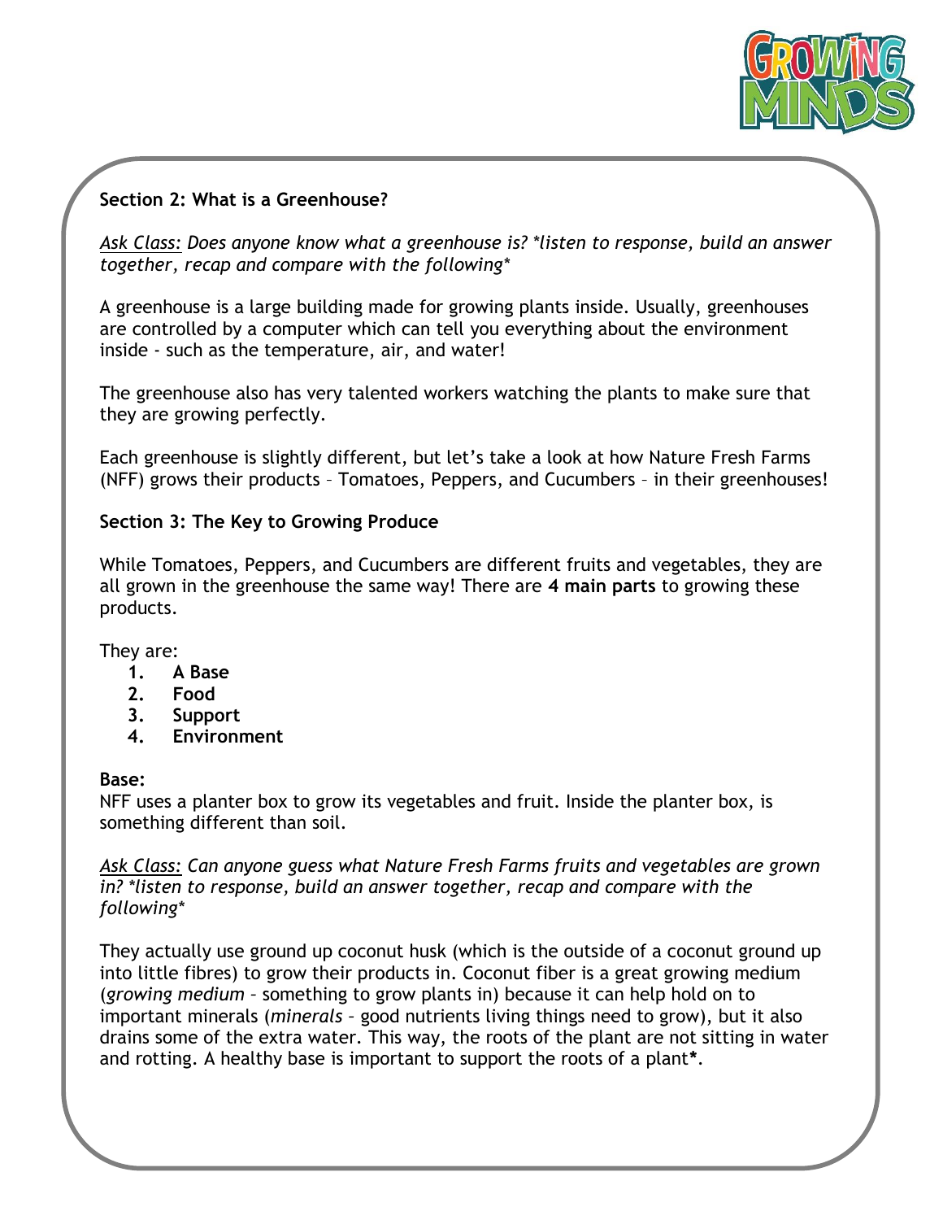**Section 2: What is a Greenhouse?**

*Ask Class: Does anyone know what a greenhouse is? *listen to response, build an answer together, recap and compare with the following**

A greenhouse is a large building made for growing plants inside. Usually, greenhouses are controlled by a computer which can tell you everything about the environment inside - such as the temperature, air, and water!

The greenhouse also has very talented workers watching the plants to make sure that they are growing perfectly.

Each greenhouse is slightly different, but let's take a look at how Nature Fresh Farms (NFF) grows their products – Tomatoes, Peppers, and Cucumbers – in their greenhouses!

**Section 3: The Key to Growing Produce**

While Tomatoes, Peppers, and Cucumbers are different fruits and vegetables, they are all grown in the greenhouse the same way! There are **4 main parts** to growing these products.

They are:

1. **A Base**
2. **Food**
3. **Support**
4. **Environment**

**Base:**
NFF uses a planter box to grow its vegetables and fruit. Inside the planter box, is something different than soil.

*Ask Class: Can anyone guess what Nature Fresh Farms fruits and vegetables are grown in? *listen to response, build an answer together, recap and compare with the following**

They actually use ground up coconut husk (which is the outside of a coconut ground up into little fibres) to grow their products in. Coconut fiber is a great growing medium (*growing medium* – something to grow plants in) because it can help hold on to important minerals (*minerals* – good nutrients living things need to grow), but it also drains some of the extra water. This way, the roots of the plant are not sitting in water and rotting. A healthy base is important to support the roots of a plant**\***.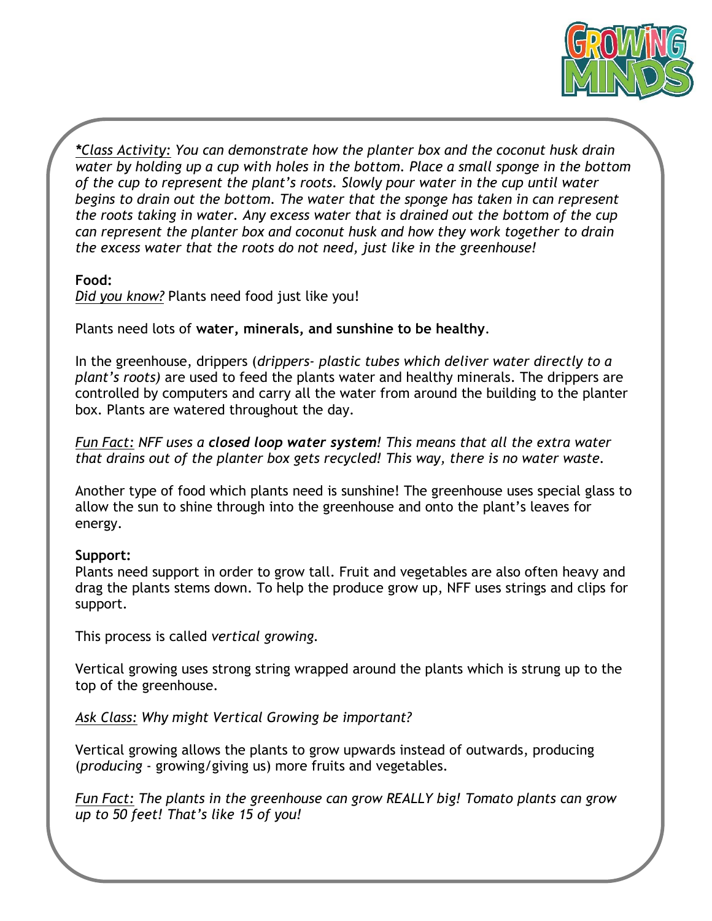*<u>*Class Activity:</u> You can demonstrate how the planter box and the coconut husk drain water by holding up a cup with holes in the bottom. Place a small sponge in the bottom of the cup to represent the plant's roots. Slowly pour water in the cup until water begins to drain out the bottom. The water that the sponge has taken in can represent the roots taking in water. Any excess water that is drained out the bottom of the cup can represent the planter box and coconut husk and how they work together to drain the excess water that the roots do not need, just like in the greenhouse!*

**Food:**
*<u>Did you know?</u>* Plants need food just like you!

Plants need lots of **water, minerals, and sunshine to be healthy**.

In the greenhouse, drippers (*drippers- plastic tubes which deliver water directly to a plant's roots)* are used to feed the plants water and healthy minerals. The drippers are controlled by computers and carry all the water from around the building to the planter box. Plants are watered throughout the day.

*<u>Fun Fact:</u> NFF uses a **closed loop water system**! This means that all the extra water that drains out of the planter box gets recycled! This way, there is no water waste.*

Another type of food which plants need is sunshine! The greenhouse uses special glass to allow the sun to shine through into the greenhouse and onto the plant's leaves for energy.

**Support:**
Plants need support in order to grow tall. Fruit and vegetables are also often heavy and drag the plants stems down. To help the produce grow up, NFF uses strings and clips for support.

This process is called *vertical growing*.

Vertical growing uses strong string wrapped around the plants which is strung up to the top of the greenhouse.

*<u>Ask Class:</u> Why might Vertical Growing be important?*

Vertical growing allows the plants to grow upwards instead of outwards, producing (*producing* - growing/giving us) more fruits and vegetables.

*<u>Fun Fact:</u> The plants in the greenhouse can grow REALLY big! Tomato plants can grow up to 50 feet! That's like 15 of you!*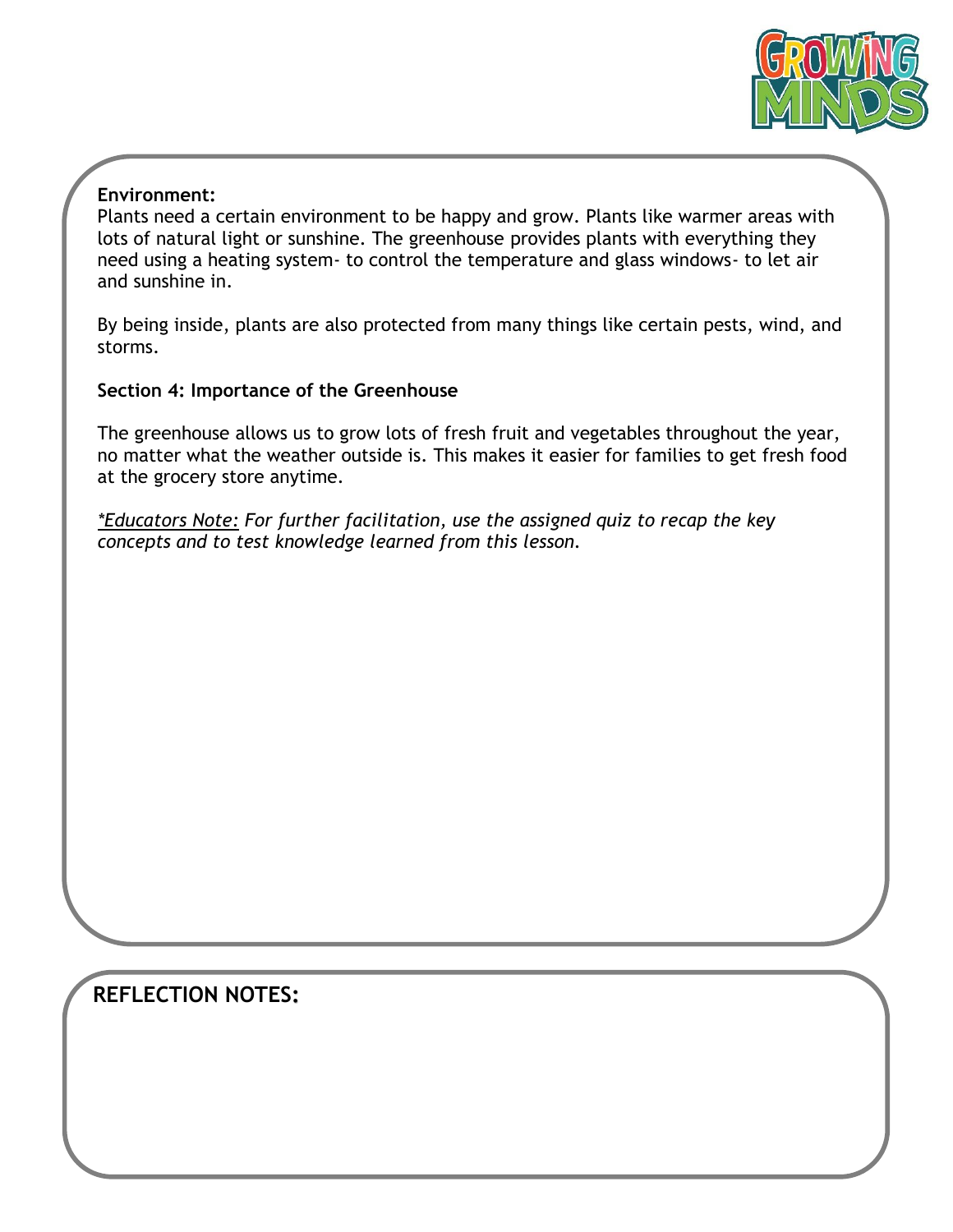**Environment:**
Plants need a certain environment to be happy and grow. Plants like warmer areas with lots of natural light or sunshine. The greenhouse provides plants with everything they need using a heating system- to control the temperature and glass windows- to let air and sunshine in.

By being inside, plants are also protected from many things like certain pests, wind, and storms.

**Section 4: Importance of the Greenhouse**

The greenhouse allows us to grow lots of fresh fruit and vegetables throughout the year, no matter what the weather outside is. This makes it easier for families to get fresh food at the grocery store anytime.

*<u>*Educators Note</u>: For further facilitation, use the assigned quiz to recap the key concepts and to test knowledge learned from this lesson.*

**REFLECTION NOTES:**